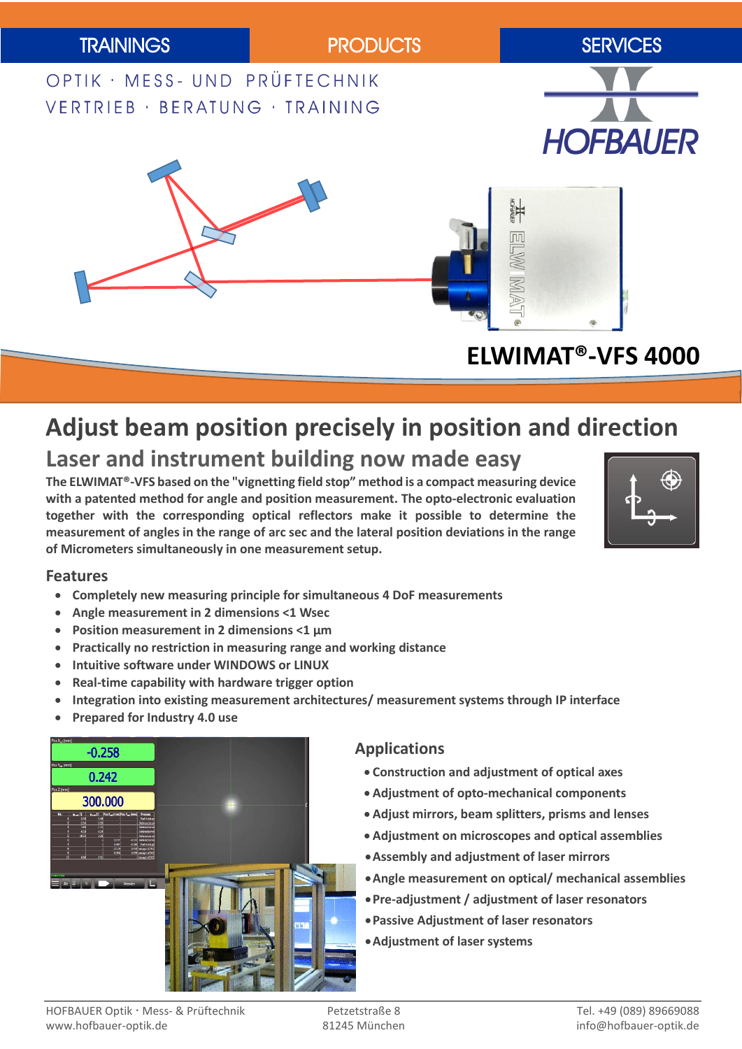TRAININGS | PRODUCTS | SERVICES

OPTIK · MESS- UND PRÜFTECHNIK
VERTRIEB · BERATUNG · TRAINING

HOFBAUER

# ELWIMAT®-VFS 4000

## Adjust beam position precisely in position and direction

### Laser and instrument building now made easy

**The ELWIMAT®-VFS based on the "vignetting field stop" method is a compact measuring device with a patented method for angle and position measurement. The opto-electronic evaluation together with the corresponding optical reflectors make it possible to determine the measurement of angles in the range of arc sec and the lateral position deviations in the range of Micrometers simultaneously in one measurement setup.**

### Features

- **Completely new measuring principle for simultaneous 4 DoF measurements**
- **Angle measurement in 2 dimensions <1 Wsec**
- **Position measurement in 2 dimensions <1 µm**
- **Practically no restriction in measuring range and working distance**
- **Intuitive software under WINDOWS or LINUX**
- **Real-time capability with hardware trigger option**
- **Integration into existing measurement architectures/ measurement systems through IP interface**
- **Prepared for Industry 4.0 use**

### Applications

- **Construction and adjustment of optical axes**
- **Adjustment of opto-mechanical components**
- **Adjust mirrors, beam splitters, prisms and lenses**
- **Adjustment on microscopes and optical assemblies**
- **Assembly and adjustment of laser mirrors**
- **Angle measurement on optical/ mechanical assemblies**
- **Pre-adjustment / adjustment of laser resonators**
- **Passive Adjustment of laser resonators**
- **Adjustment of laser systems**

HOFBAUER Optik · Mess- & Prüftechnik
www.hofbauer-optik.de

Petzetstraße 8
81245 München

Tel. +49 (089) 89669088
info@hofbauer-optik.de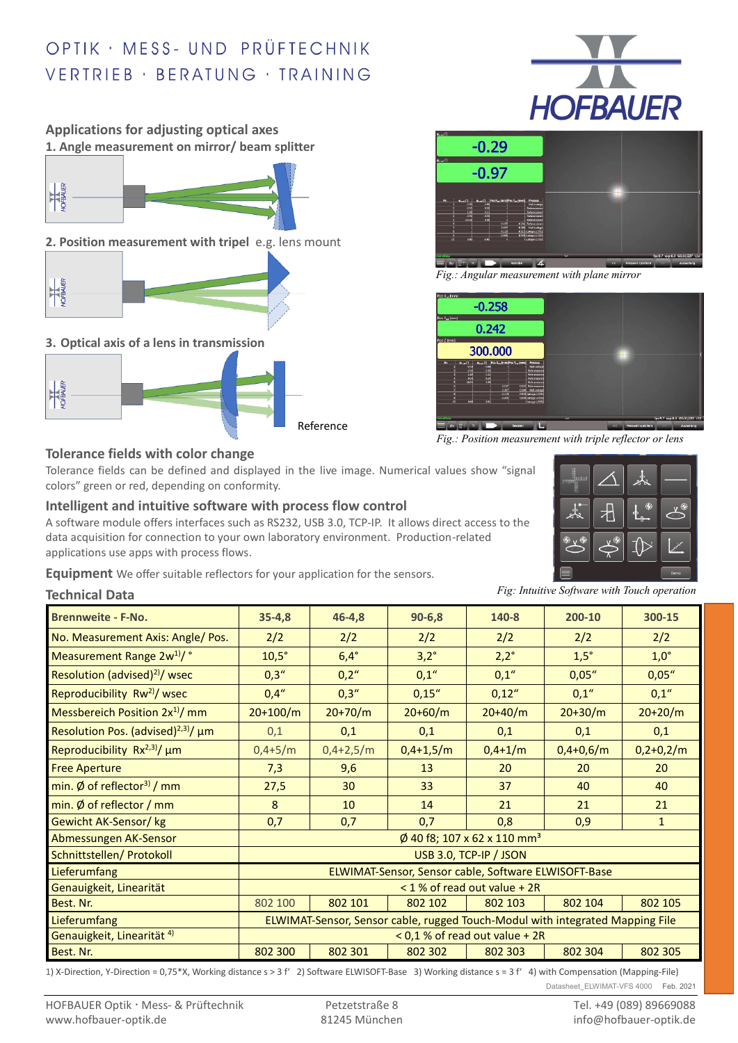OPTIK · MESS- UND PRÜFTECHNIK
VERTRIEB · BERATUNG · TRAINING

## Applications for adjusting optical axes

### 1. Angle measurement on mirror/ beam splitter

### 2. Position measurement with tripel e.g. lens mount

### 3. Optical axis of a lens in transmission

Reference

*Fig.: Angular measurement with plane mirror*

*Fig.: Position measurement with triple reflector or lens*

### Tolerance fields with color change

Tolerance fields can be defined and displayed in the live image. Numerical values show "signal colors" green or red, depending on conformity.

### Intelligent and intuitive software with process flow control

A software module offers interfaces such as RS232, USB 3.0, TCP-IP. It allows direct access to the data acquisition for connection to your own laboratory environment. Production-related applications use apps with process flows.

**Equipment** We offer suitable reflectors for your application for the sensors.

*Fig: Intuitive Software with Touch operation*

### Technical Data

| Brennweite - F-No. | 35-4,8 | 46-4,8 | 90-6,8 | 140-8 | 200-10 | 300-15 |
|---|---|---|---|---|---|---|
| No. Measurement Axis: Angle/ Pos. | 2/2 | 2/2 | 2/2 | 2/2 | 2/2 | 2/2 |
| Measurement Range 2w[1]/ ° | 10,5° | 6,4° | 3,2° | 2,2° | 1,5° | 1,0° |
| Resolution (advised)[2]/ wsec | 0,3" | 0,2" | 0,1" | 0,1" | 0,05" | 0,05" |
| Reproducibility Rw[2]/ wsec | 0,4" | 0,3" | 0,15" | 0,12" | 0,1" | 0,1" |
| Messbereich Position 2x[1]/ mm | 20+100/m | 20+70/m | 20+60/m | 20+40/m | 20+30/m | 20+20/m |
| Resolution Pos. (advised)[2,3]/ µm | 0,1 | 0,1 | 0,1 | 0,1 | 0,1 | 0,1 |
| Reproducibility Rx[2,3]/ µm | 0,4+5/m | 0,4+2,5/m | 0,4+1,5/m | 0,4+1/m | 0,4+0,6/m | 0,2+0,2/m |
| Free Aperture | 7,3 | 9,6 | 13 | 20 | 20 | 20 |
| min. Ø of reflector[3] / mm | 27,5 | 30 | 33 | 37 | 40 | 40 |
| min. Ø of reflector / mm | 8 | 10 | 14 | 21 | 21 | 21 |
| Gewicht AK-Sensor/ kg | 0,7 | 0,7 | 0,7 | 0,8 | 0,9 | 1 |
| Abmessungen AK-Sensor | Ø 40 f8; 107 x 62 x 110 mm³ | | | | | |
| Schnittstellen/ Protokoll | USB 3.0, TCP-IP / JSON | | | | | |
| Lieferumfang | ELWIMAT-Sensor, Sensor cable, Software ELWISOFT-Base | | | | | |
| Genauigkeit, Linearität | < 1 % of read out value + 2R | | | | | |
| Best. Nr. | 802 100 | 802 101 | 802 102 | 802 103 | 802 104 | 802 105 |
| Lieferumfang | ELWIMAT-Sensor, Sensor cable, rugged Touch-Modul with integrated Mapping File | | | | | |
| Genauigkeit, Linearität [4] | < 0,1 % of read out value + 2R | | | | | |
| Best. Nr. | 802 300 | 802 301 | 802 302 | 802 303 | 802 304 | 802 305 |

1) X-Direction, Y-Direction = 0,75*X, Working distance s > 3 f' 2) Software ELWISOFT-Base 3) Working distance s = 3 f' 4) with Compensation (Mapping-File)

Datasheet_ELWIMAT-VFS 4000 Feb. 2021

HOFBAUER Optik · Mess- & Prüftechnik
www.hofbauer-optik.de

Petzetstraße 8
81245 München

Tel. +49 (089) 89669088
info@hofbauer-optik.de